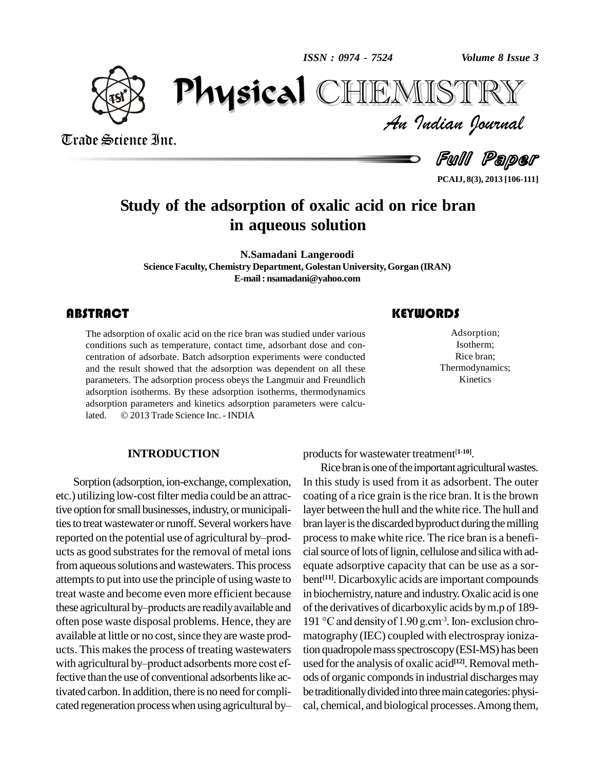# Study of the adsorption of oxalic acid on rice bran in aqueous solution

**N.Samadani Langeroodi**

**Science Faculty, Chemistry Department, Golestan University, Gorgan (IRAN)**

**E-mail : nsamadani@yahoo.com**

## ABSTRACT

The adsorption of oxalic acid on the rice bran was studied under various conditions such as temperature, contact time, adsorbant dose and concentration of adsorbate. Batch adsorption experiments were conducted and the result showed that the adsorption was dependent on all these parameters. The adsorption process obeys the Langmuir and Freundlich adsorption isotherms. By these adsorption isotherms, thermodynamics adsorption parameters and kinetics adsorption parameters were calculated. © 2013 Trade Science Inc. - INDIA

## KEYWORDS

Adsorption;
Isotherm;
Rice bran;
Thermodynamics;
Kinetics

## INTRODUCTION

Sorption (adsorption, ion-exchange, complexation, etc.) utilizing low-cost filter media could be an attractive option for small businesses, industry, or municipalities to treat wastewater or runoff. Several workers have reported on the potential use of agricultural by–products as good substrates for the removal of metal ions from aqueous solutions and wastewaters. This process attempts to put into use the principle of using waste to treat waste and become even more efficient because these agricultural by–products are readily available and often pose waste disposal problems. Hence, they are available at little or no cost, since they are waste products. This makes the process of treating wastewaters with agricultural by–product adsorbents more cost effective than the use of conventional adsorbents like activated carbon. In addition, there is no need for complicated regeneration process when using agricultural by–products for wastewater treatment[1-10].

Rice bran is one of the important agricultural wastes. In this study is used from it as adsorbent. The outer coating of a rice grain is the rice bran. It is the brown layer between the hull and the white rice. The hull and bran layer is the discarded byproduct during the milling process to make white rice. The rice bran is a beneficial source of lots of lignin, cellulose and silica with adequate adsorptive capacity that can be use as a sorbent[11]. Dicarboxylic acids are important compounds in biochemistry, nature and industry. Oxalic acid is one of the derivatives of dicarboxylic acids by m.p of 189-191 °C and density of 1.90 g.cm$^{-3}$. Ion- exclusion chromatography (IEC) coupled with electrospray ionization quadropole mass spectroscopy (ESI-MS) has been used for the analysis of oxalic acid[12]. Removal methods of organic componds in industrial discharges may be traditionally divided into three main categories: physical, chemical, and biological processes. Among them,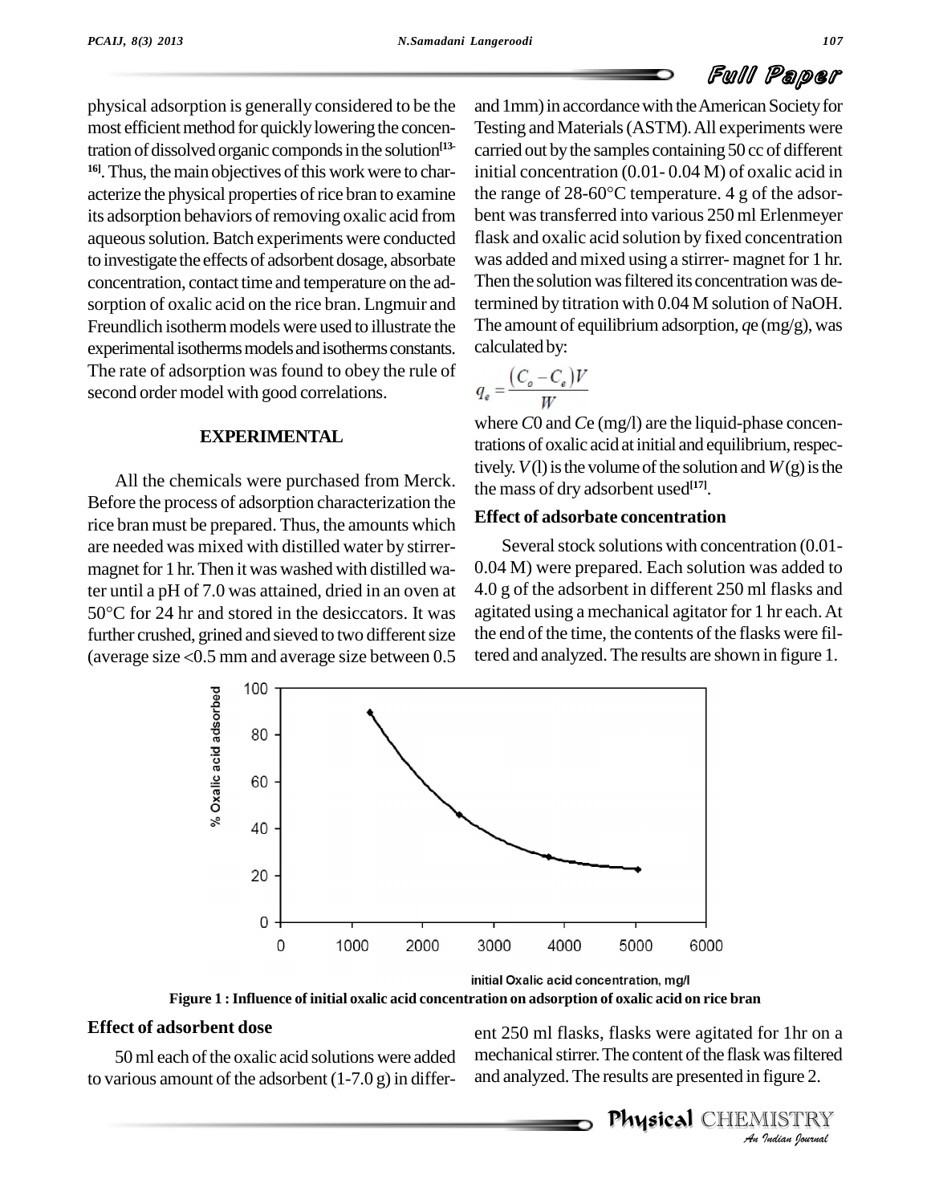physical adsorption is generally considered to be the most efficient method for quickly lowering the concentration of dissolved organic componds in the solution[13-16]. Thus, the main objectives of this work were to characterize the physical properties of rice bran to examine its adsorption behaviors of removing oxalic acid from aqueous solution. Batch experiments were conducted to investigate the effects of adsorbent dosage, absorbate concentration, contact time and temperature on the adsorption of oxalic acid on the rice bran. Lngmuir and Freundlich isotherm models were used to illustrate the experimental isotherms models and isotherms constants. The rate of adsorption was found to obey the rule of second order model with good correlations.

## EXPERIMENTAL

All the chemicals were purchased from Merck. Before the process of adsorption characterization the rice bran must be prepared. Thus, the amounts which are needed was mixed with distilled water by stirrer-magnet for 1 hr. Then it was washed with distilled water until a pH of 7.0 was attained, dried in an oven at 50°C for 24 hr and stored in the desiccators. It was further crushed, grined and sieved to two different size (average size <0.5 mm and average size between 0.5 and 1mm) in accordance with the American Society for Testing and Materials (ASTM). All experiments were carried out by the samples containing 50 cc of different initial concentration (0.01- 0.04 M) of oxalic acid in the range of 28-60°C temperature. 4 g of the adsorbent was transferred into various 250 ml Erlenmeyer flask and oxalic acid solution by fixed concentration was added and mixed using a stirrer- magnet for 1 hr. Then the solution was filtered its concentration was determined by titration with 0.04 M solution of NaOH. The amount of equilibrium adsorption, *q*e (mg/g), was calculated by:

$$q_e = \frac{(C_o - C_e)V}{W}$$

where $C0$ and $Ce$ (mg/l) are the liquid-phase concentrations of oxalic acid at initial and equilibrium, respectively. $V$(l) is the volume of the solution and $W$(g) is the mass of dry adsorbent used[17].

### Effect of adsorbate concentration

Several stock solutions with concentration (0.01-0.04 M) were prepared. Each solution was added to 4.0 g of the adsorbent in different 250 ml flasks and agitated using a mechanical agitator for 1 hr each. At the end of the time, the contents of the flasks were filtered and analyzed. The results are shown in figure 1.

**Figure 1 : Influence of initial oxalic acid concentration on adsorption of oxalic acid on rice bran**

### Effect of adsorbent dose

50 ml each of the oxalic acid solutions were added to various amount of the adsorbent (1-7.0 g) in different 250 ml flasks, flasks were agitated for 1hr on a mechanical stirrer. The content of the flask was filtered and analyzed. The results are presented in figure 2.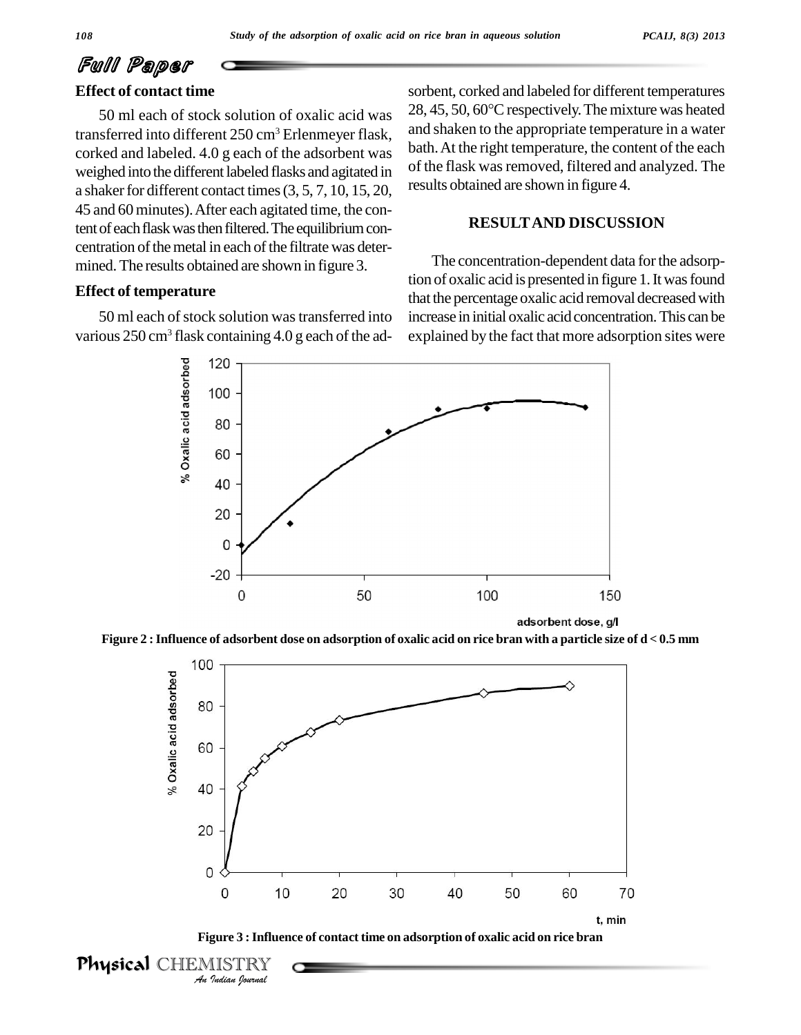### Effect of contact time

50 ml each of stock solution of oxalic acid was transferred into different 250 cm$^3$ Erlenmeyer flask, corked and labeled. 4.0 g each of the adsorbent was weighed into the different labeled flasks and agitated in a shaker for different contact times (3, 5, 7, 10, 15, 20, 45 and 60 minutes). After each agitated time, the content of each flask was then filtered. The equilibrium concentration of the metal in each of the filtrate was determined. The results obtained are shown in figure 3.

### Effect of temperature

50 ml each of stock solution was transferred into various 250 cm$^3$ flask containing 4.0 g each of the adsorbent, corked and labeled for different temperatures 28, 45, 50, 60°C respectively. The mixture was heated and shaken to the appropriate temperature in a water bath. At the right temperature, the content of the each of the flask was removed, filtered and analyzed. The results obtained are shown in figure 4.

## RESULT AND DISCUSSION

The concentration-dependent data for the adsorption of oxalic acid is presented in figure 1. It was found that the percentage oxalic acid removal decreased with increase in initial oxalic acid concentration. This can be explained by the fact that more adsorption sites were

**Figure 2 : Influence of adsorbent dose on adsorption of oxalic acid on rice bran with a particle size of d < 0.5 mm**

**Figure 3 : Influence of contact time on adsorption of oxalic acid on rice bran**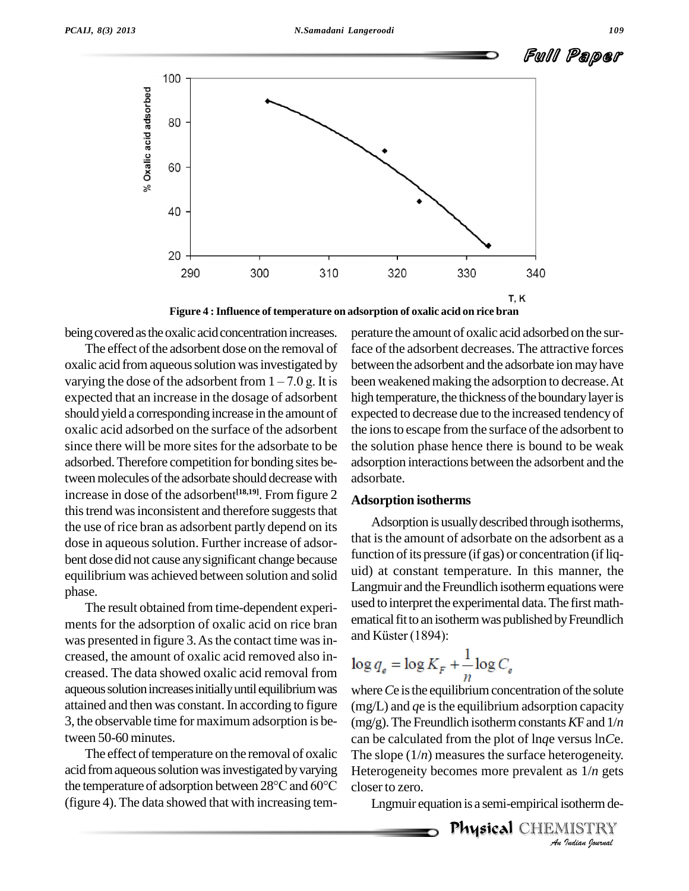Figure 4 : Influence of temperature on adsorption of oxalic acid on rice bran

being covered as the oxalic acid concentration increases.

The effect of the adsorbent dose on the removal of oxalic acid from aqueous solution was investigated by varying the dose of the adsorbent from 1 – 7.0 g. It is expected that an increase in the dosage of adsorbent should yield a corresponding increase in the amount of oxalic acid adsorbed on the surface of the adsorbent since there will be more sites for the adsorbate to be adsorbed. Therefore competition for bonding sites between molecules of the adsorbate should decrease with increase in dose of the adsorbent[18,19]. From figure 2 this trend was inconsistent and therefore suggests that the use of rice bran as adsorbent partly depend on its dose in aqueous solution. Further increase of adsorbent dose did not cause any significant change because equilibrium was achieved between solution and solid phase.

The result obtained from time-dependent experiments for the adsorption of oxalic acid on rice bran was presented in figure 3. As the contact time was increased, the amount of oxalic acid removed also increased. The data showed oxalic acid removal from aqueous solution increases initially until equilibrium was attained and then was constant. In according to figure 3, the observable time for maximum adsorption is between 50-60 minutes.

The effect of temperature on the removal of oxalic acid from aqueous solution was investigated by varying the temperature of adsorption between 28°C and 60°C (figure 4). The data showed that with increasing temperature the amount of oxalic acid adsorbed on the surface of the adsorbent decreases. The attractive forces between the adsorbent and the adsorbate ion may have been weakened making the adsorption to decrease. At high temperature, the thickness of the boundary layer is expected to decrease due to the increased tendency of the ions to escape from the surface of the adsorbent to the solution phase hence there is bound to be weak adsorption interactions between the adsorbent and the adsorbate.

## Adsorption isotherms

Adsorption is usually described through isotherms, that is the amount of adsorbate on the adsorbent as a function of its pressure (if gas) or concentration (if liquid) at constant temperature. In this manner, the Langmuir and the Freundlich isotherm equations were used to interpret the experimental data. The first mathematical fit to an isotherm was published by Freundlich and Küster (1894):

$$\log q_e = \log K_F + \frac{1}{n}\log C_e$$

where $Ce$ is the equilibrium concentration of the solute (mg/L) and $qe$ is the equilibrium adsorption capacity (mg/g). The Freundlich isotherm constants $K$F and $1/n$ can be calculated from the plot of ln$qe$ versus ln$Ce$. The slope ($1/n$) measures the surface heterogeneity. Heterogeneity becomes more prevalent as $1/n$ gets closer to zero.

Lngmuir equation is a semi-empirical isotherm de-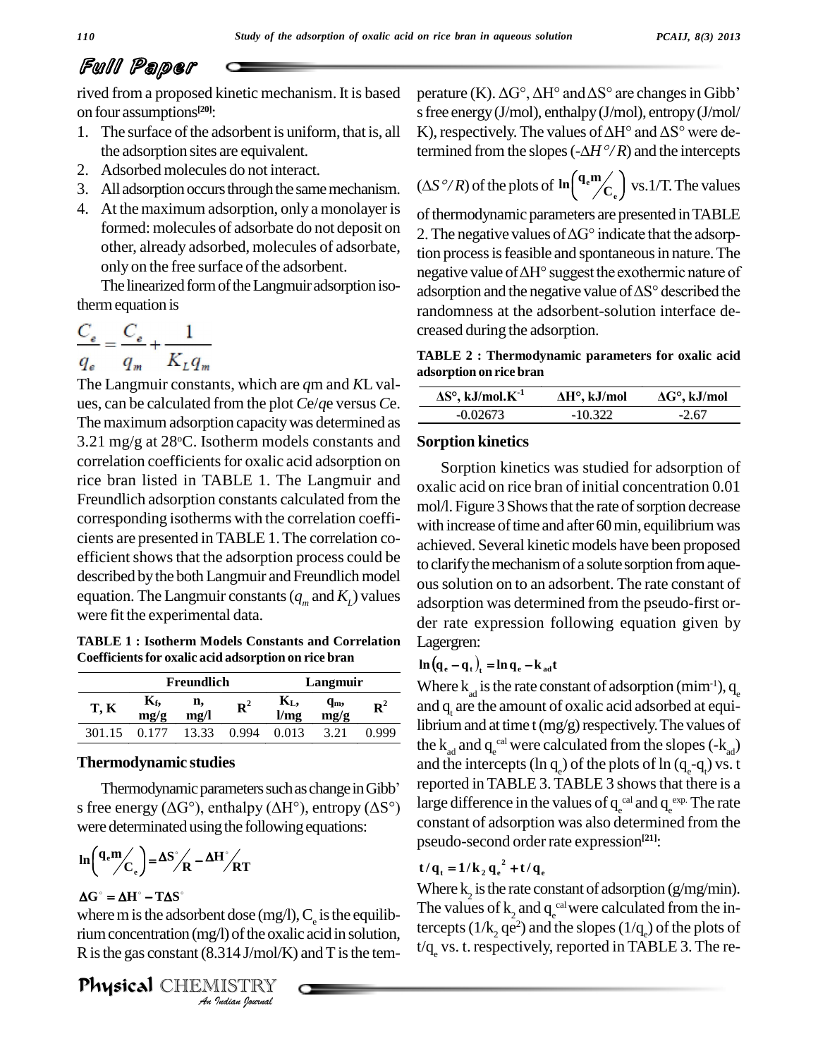rived from a proposed kinetic mechanism. It is based on four assumptions[20]:

1. The surface of the adsorbent is uniform, that is, all the adsorption sites are equivalent.
2. Adsorbed molecules do not interact.
3. All adsorption occurs through the same mechanism.
4. At the maximum adsorption, only a monolayer is formed: molecules of adsorbate do not deposit on other, already adsorbed, molecules of adsorbate, only on the free surface of the adsorbent.

The linearized form of the Langmuir adsorption isotherm equation is

$$\frac{C_e}{q_e} = \frac{C_e}{q_m} + \frac{1}{K_L q_m}$$

The Langmuir constants, which are $q_m$ and $K_L$ values, can be calculated from the plot $C_e/q_e$ versus $C_e$. The maximum adsorption capacity was determined as 3.21 mg/g at 28°C. Isotherm models constants and correlation coefficients for oxalic acid adsorption on rice bran listed in TABLE 1. The Langmuir and Freundlich adsorption constants calculated from the corresponding isotherms with the correlation coefficients are presented in TABLE 1. The correlation coefficient shows that the adsorption process could be described by the both Langmuir and Freundlich model equation. The Langmuir constants ($q_m$ and $K_L$) values were fit the experimental data.

**TABLE 1 : Isotherm Models Constants and Correlation Coefficients for oxalic acid adsorption on rice bran**

| | Freundlich | | | Langmuir | | |
|---|---|---|---|---|---|---|
| T, K | $K_f$, mg/g | n, mg/l | $R^2$ | $K_L$, l/mg | $q_m$, mg/g | $R^2$ |
| 301.15 | 0.177 | 13.33 | 0.994 | 0.013 | 3.21 | 0.999 |

## Thermodynamic studies

Thermodynamic parameters such as change in Gibb's free energy (ΔG°), enthalpy (ΔH°), entropy (ΔS°) were determinated using the following equations:

$$\ln\left(\frac{q_e m}{C_e}\right) = \frac{\Delta S^\circ}{R} - \frac{\Delta H^\circ}{RT}$$

$$\Delta G^\circ = \Delta H^\circ - T\Delta S^\circ$$

where m is the adsorbent dose (mg/l), $C_e$ is the equilibrium concentration (mg/l) of the oxalic acid in solution, R is the gas constant (8.314 J/mol/K) and T is the temperature (K). ΔG°, ΔH° and ΔS° are changes in Gibb's free energy (J/mol), enthalpy (J/mol), entropy (J/mol/K), respectively. The values of ΔH° and ΔS° were determined from the slopes ($-\Delta H^\circ/R$) and the intercepts ($\Delta S^\circ/R$) of the plots of $\ln\left(\frac{q_e m}{C_e}\right)$ vs. 1/T. The values of thermodynamic parameters are presented in TABLE 2. The negative values of ΔG° indicate that the adsorption process is feasible and spontaneous in nature. The negative value of ΔH° suggest the exothermic nature of adsorption and the negative value of ΔS° described the randomness at the adsorbent-solution interface decreased during the adsorption.

**TABLE 2 : Thermodynamic parameters for oxalic acid adsorption on rice bran**

| ΔS°, kJ/mol.K$^{-1}$ | ΔH°, kJ/mol | ΔG°, kJ/mol |
|---|---|---|
| -0.02673 | -10.322 | -2.67 |

## Sorption kinetics

Sorption kinetics was studied for adsorption of oxalic acid on rice bran of initial concentration 0.01 mol/l. Figure 3 Shows that the rate of sorption decrease with increase of time and after 60 min, equilibrium was achieved. Several kinetic models have been proposed to clarify the mechanism of a solute sorption from aqueous solution on to an adsorbent. The rate constant of adsorption was determined from the pseudo-first order rate expression following equation given by Lagergren:

$$\ln(q_e - q_t)_t = \ln q_e - k_{ad} t$$

Where $k_{ad}$ is the rate constant of adsorption (mim$^{-1}$), $q_e$ and $q_t$ are the amount of oxalic acid adsorbed at equilibrium and at time t (mg/g) respectively. The values of the $k_{ad}$ and $q_e^{cal}$ were calculated from the slopes ($-k_{ad}$) and the intercepts ($\ln q_e$) of the plots of $\ln(q_e - q_t)$ vs. t reported in TABLE 3. TABLE 3 shows that there is a large difference in the values of $q_e^{cal}$ and $q_e^{exp.}$ The rate constant of adsorption was also determined from the pseudo-second order rate expression[21]:

$$t/q_t = 1/k_2 q_e^2 + t/q_e$$

Where $k_2$ is the rate constant of adsorption (g/mg/min). The values of $k_2$ and $q_e^{cal}$ were calculated from the intercepts ($1/k_2 q_e^2$) and the slopes ($1/q_e$) of the plots of $t/q_e$ vs. t. respectively, reported in TABLE 3. The re-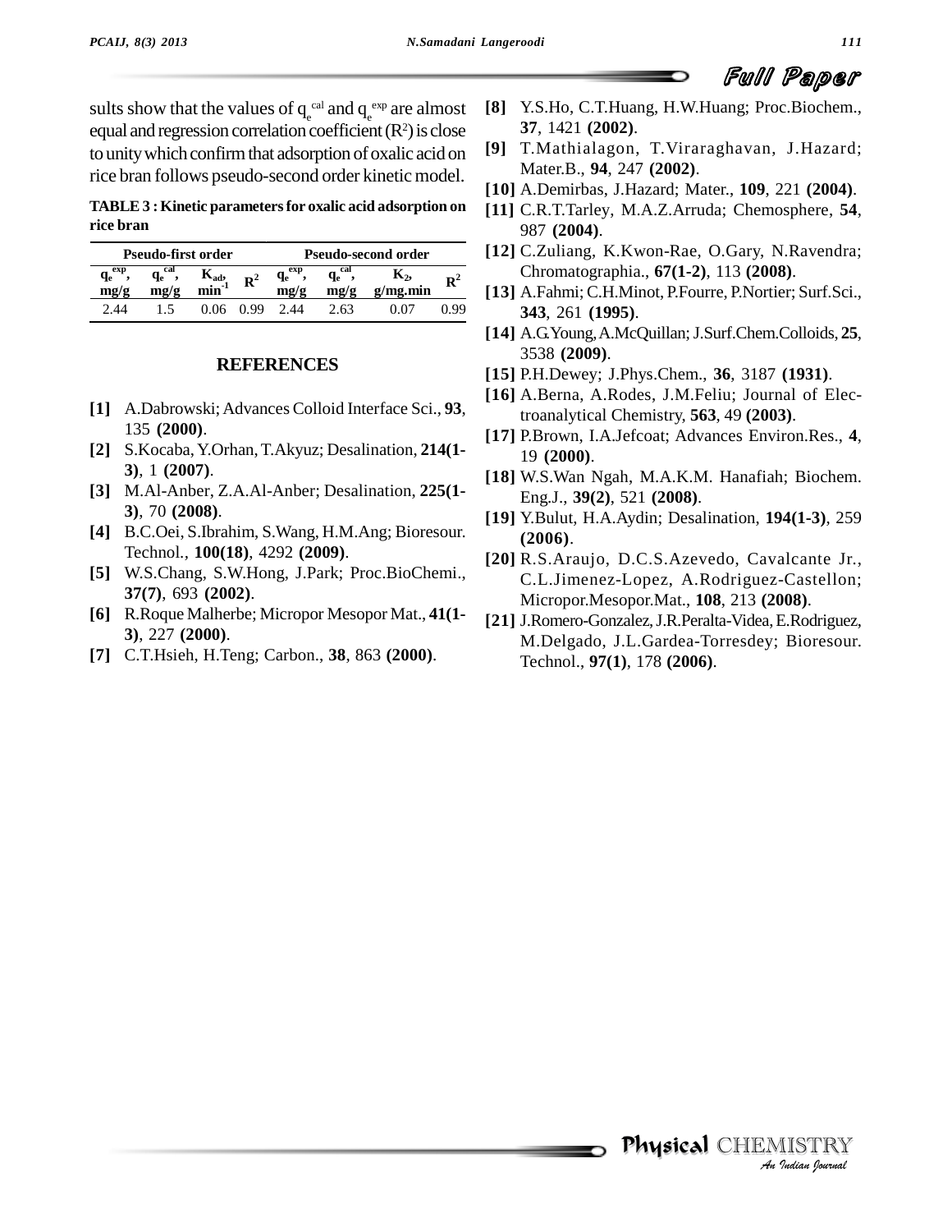sults show that the values of $q_e^{cal}$ and $q_e^{exp}$ are almost equal and regression correlation coefficient ($R^2$) is close to unity which confirm that adsorption of oxalic acid on rice bran follows pseudo-second order kinetic model.

**TABLE 3 : Kinetic parameters for oxalic acid adsorption on rice bran**

| Pseudo-first order | | | | Pseudo-second order | | | |
|---|---|---|---|---|---|---|---|
| $q_e^{exp}$, mg/g | $q_e^{cal}$, mg/g | $K_{ad}$, $min^{-1}$ | $R^2$ | $q_e^{exp}$, mg/g | $q_e^{cal}$, mg/g | $K_2$, g/mg.min | $R^2$ |
| 2.44 | 1.5 | 0.06 | 0.99 | 2.44 | 2.63 | 0.07 | 0.99 |

## REFERENCES

**[1]** A.Dabrowski; Advances Colloid Interface Sci., **93**, 135 **(2000)**.

**[2]** S.Kocaba, Y.Orhan, T.Akyuz; Desalination, **214(1-3)**, 1 **(2007)**.

**[3]** M.Al-Anber, Z.A.Al-Anber; Desalination, **225(1-3)**, 70 **(2008)**.

**[4]** B.C.Oei, S.Ibrahim, S.Wang, H.M.Ang; Bioresour. Technol., **100(18)**, 4292 **(2009)**.

**[5]** W.S.Chang, S.W.Hong, J.Park; Proc.BioChemi., **37(7)**, 693 **(2002)**.

**[6]** R.Roque Malherbe; Micropor Mesopor Mat., **41(1-3)**, 227 **(2000)**.

**[7]** C.T.Hsieh, H.Teng; Carbon., **38**, 863 **(2000)**.

**[8]** Y.S.Ho, C.T.Huang, H.W.Huang; Proc.Biochem., **37**, 1421 **(2002)**.

**[9]** T.Mathialagon, T.Viraraghavan, J.Hazard; Mater.B., **94**, 247 **(2002)**.

**[10]** A.Demirbas, J.Hazard; Mater., **109**, 221 **(2004)**.

**[11]** C.R.T.Tarley, M.A.Z.Arruda; Chemosphere, **54**, 987 **(2004)**.

**[12]** C.Zuliang, K.Kwon-Rae, O.Gary, N.Ravendra; Chromatographia., **67(1-2)**, 113 **(2008)**.

**[13]** A.Fahmi; C.H.Minot, P.Fourre, P.Nortier; Surf.Sci., **343**, 261 **(1995)**.

**[14]** A.G.Young, A.McQuillan; J.Surf.Chem.Colloids, **25**, 3538 **(2009)**.

**[15]** P.H.Dewey; J.Phys.Chem., **36**, 3187 **(1931)**.

**[16]** A.Berna, A.Rodes, J.M.Feliu; Journal of Electroanalytical Chemistry, **563**, 49 **(2003)**.

**[17]** P.Brown, I.A.Jefcoat; Advances Environ.Res., **4**, 19 **(2000)**.

**[18]** W.S.Wan Ngah, M.A.K.M. Hanafiah; Biochem. Eng.J., **39(2)**, 521 **(2008)**.

**[19]** Y.Bulut, H.A.Aydin; Desalination, **194(1-3)**, 259 **(2006)**.

**[20]** R.S.Araujo, D.C.S.Azevedo, Cavalcante Jr., C.L.Jimenez-Lopez, A.Rodriguez-Castellon; Micropor.Mesopor.Mat., **108**, 213 **(2008)**.

**[21]** J.Romero-Gonzalez, J.R.Peralta-Videa, E.Rodriguez, M.Delgado, J.L.Gardea-Torresdey; Bioresour. Technol., **97(1)**, 178 **(2006)**.